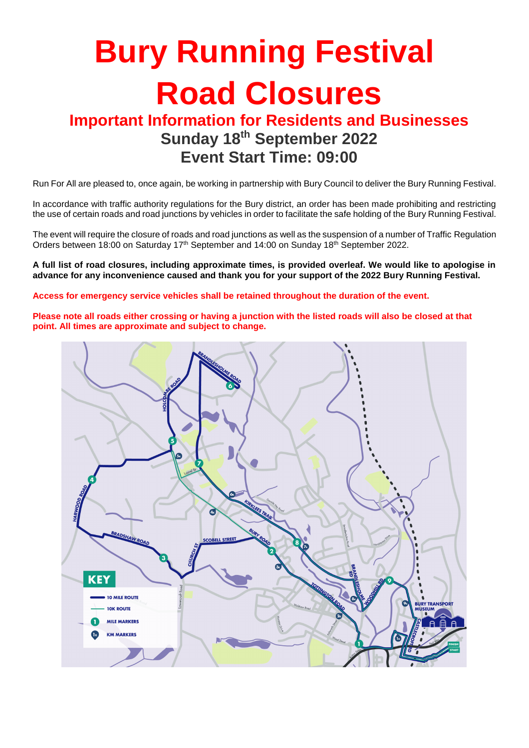# Bury Running Festival Road Closures

## Important Information for Residents and Businesses

### Sunday 18th September 2022

### Event Start Time: 09:00

Run For All are pleased to, once again, be working in partnership with Bury Council to deliver the Bury Running Festival.

In accordance with traffic authority regulations for the Bury district, an order has been made prohibiting and restricting the use of certain roads and road junctions by vehicles in order to facilitate the safe holding of the Bury Running Festival.

The event will require the closure of roads and road junctions as well as the suspension of a number of Traffic Regulation Orders between 18:00 on Saturday 17th September and 14:00 on Sunday 18th September 2022.

**A full list of road closures, including approximate times, is provided overleaf. We would like to apologise in advance for any inconvenience caused and thank you for your support of the 2022 Bury Running Festival.**

**Access for emergency service vehicles shall be retained throughout the duration of the event.**

**Please note all roads either crossing or having a junction with the listed roads will also be closed at that point. All times are approximate and subject to change.**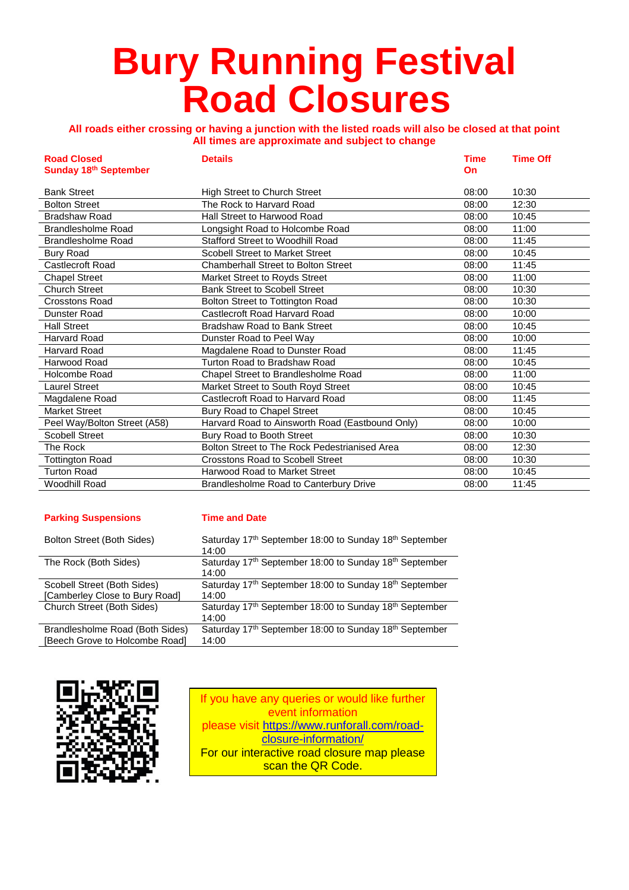# Bury Running Festival Road Closures

**All roads either crossing or having a junction with the listed roads will also be closed at that point**
**All times are approximate and subject to change**

| Road Closed Sunday 18th September | Details | Time On | Time Off |
|---|---|---|---|
| Bank Street | High Street to Church Street | 08:00 | 10:30 |
| Bolton Street | The Rock to Harvard Road | 08:00 | 12:30 |
| Bradshaw Road | Hall Street to Harwood Road | 08:00 | 10:45 |
| Brandlesholme Road | Longsight Road to Holcombe Road | 08:00 | 11:00 |
| Brandlesholme Road | Stafford Street to Woodhill Road | 08:00 | 11:45 |
| Bury Road | Scobell Street to Market Street | 08:00 | 10:45 |
| Castlecroft Road | Chamberhall Street to Bolton Street | 08:00 | 11:45 |
| Chapel Street | Market Street to Royds Street | 08:00 | 11:00 |
| Church Street | Bank Street to Scobell Street | 08:00 | 10:30 |
| Crosstons Road | Bolton Street to Tottington Road | 08:00 | 10:30 |
| Dunster Road | Castlecroft Road Harvard Road | 08:00 | 10:00 |
| Hall Street | Bradshaw Road to Bank Street | 08:00 | 10:45 |
| Harvard Road | Dunster Road to Peel Way | 08:00 | 10:00 |
| Harvard Road | Magdalene Road to Dunster Road | 08:00 | 11:45 |
| Harwood Road | Turton Road to Bradshaw Road | 08:00 | 10:45 |
| Holcombe Road | Chapel Street to Brandlesholme Road | 08:00 | 11:00 |
| Laurel Street | Market Street to South Royd Street | 08:00 | 10:45 |
| Magdalene Road | Castlecroft Road to Harvard Road | 08:00 | 11:45 |
| Market Street | Bury Road to Chapel Street | 08:00 | 10:45 |
| Peel Way/Bolton Street (A58) | Harvard Road to Ainsworth Road (Eastbound Only) | 08:00 | 10:00 |
| Scobell Street | Bury Road to Booth Street | 08:00 | 10:30 |
| The Rock | Bolton Street to The Rock Pedestrianised Area | 08:00 | 12:30 |
| Tottington Road | Crosstons Road to Scobell Street | 08:00 | 10:30 |
| Turton Road | Harwood Road to Market Street | 08:00 | 10:45 |
| Woodhill Road | Brandlesholme Road to Canterbury Drive | 08:00 | 11:45 |

| Parking Suspensions | Time and Date |
|---|---|
| Bolton Street (Both Sides) | Saturday 17th September 18:00 to Sunday 18th September 14:00 |
| The Rock (Both Sides) | Saturday 17th September 18:00 to Sunday 18th September 14:00 |
| Scobell Street (Both Sides) [Camberley Close to Bury Road] | Saturday 17th September 18:00 to Sunday 18th September 14:00 |
| Church Street (Both Sides) | Saturday 17th September 18:00 to Sunday 18th September 14:00 |
| Brandlesholme Road (Both Sides) [Beech Grove to Holcombe Road] | Saturday 17th September 18:00 to Sunday 18th September 14:00 |

If you have any queries or would like further event information please visit https://www.runforall.com/road-closure-information/

For our interactive road closure map please scan the QR Code.